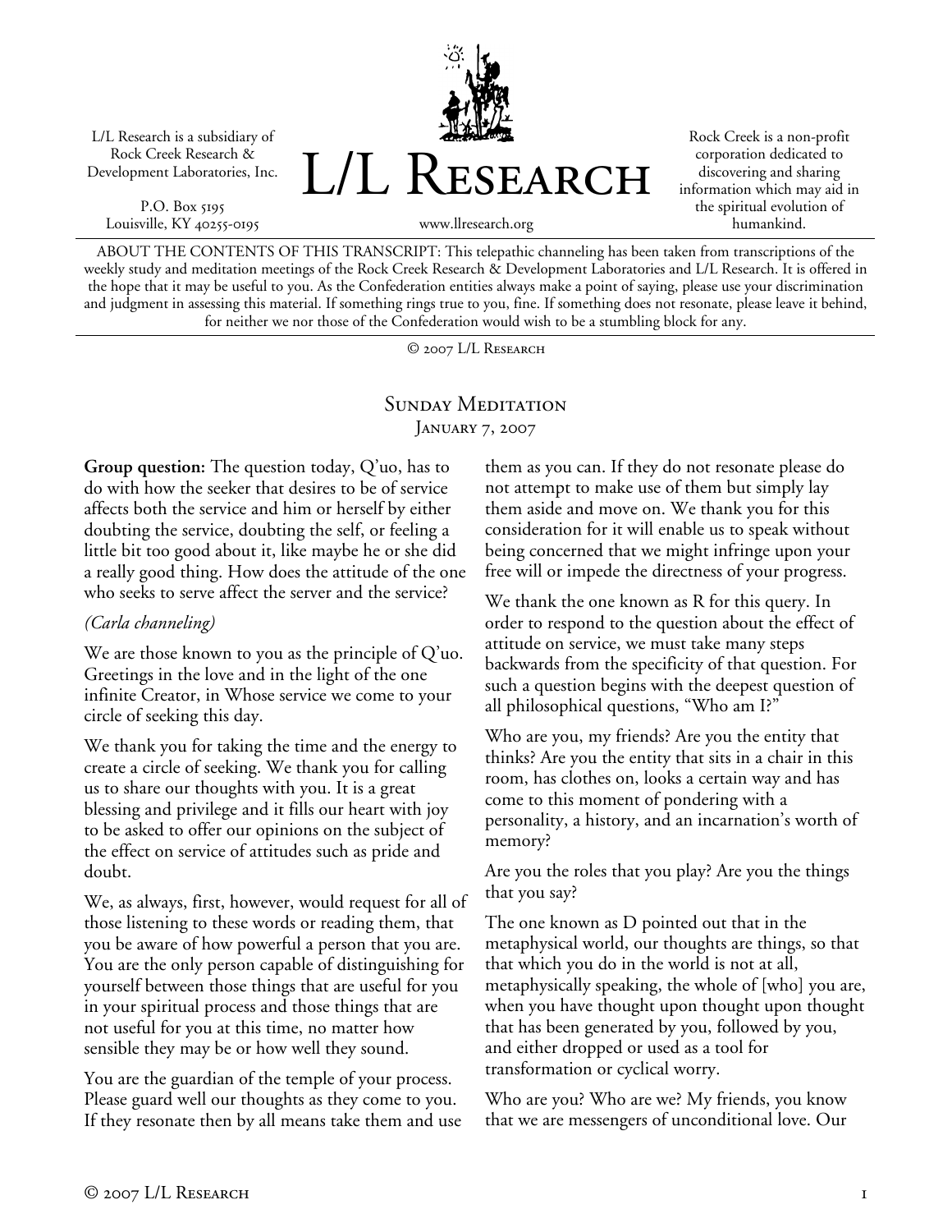L/L Research is a subsidiary of Rock Creek Research & Development Laboratories, Inc.

P.O. Box 5195
Louisville, KY 40255-0195

# L/L Research

www.llresearch.org

Rock Creek is a non-profit corporation dedicated to discovering and sharing information which may aid in the spiritual evolution of humankind.

ABOUT THE CONTENTS OF THIS TRANSCRIPT: This telepathic channeling has been taken from transcriptions of the weekly study and meditation meetings of the Rock Creek Research & Development Laboratories and L/L Research. It is offered in the hope that it may be useful to you. As the Confederation entities always make a point of saying, please use your discrimination and judgment in assessing this material. If something rings true to you, fine. If something does not resonate, please leave it behind, for neither we nor those of the Confederation would wish to be a stumbling block for any.

© 2007 L/L Research

## Sunday Meditation
### January 7, 2007

**Group question:** The question today, Q'uo, has to do with how the seeker that desires to be of service affects both the service and him or herself by either doubting the service, doubting the self, or feeling a little bit too good about it, like maybe he or she did a really good thing. How does the attitude of the one who seeks to serve affect the server and the service?

*(Carla channeling)*

We are those known to you as the principle of Q'uo. Greetings in the love and in the light of the one infinite Creator, in Whose service we come to your circle of seeking this day.

We thank you for taking the time and the energy to create a circle of seeking. We thank you for calling us to share our thoughts with you. It is a great blessing and privilege and it fills our heart with joy to be asked to offer our opinions on the subject of the effect on service of attitudes such as pride and doubt.

We, as always, first, however, would request for all of those listening to these words or reading them, that you be aware of how powerful a person that you are. You are the only person capable of distinguishing for yourself between those things that are useful for you in your spiritual process and those things that are not useful for you at this time, no matter how sensible they may be or how well they sound.

You are the guardian of the temple of your process. Please guard well our thoughts as they come to you. If they resonate then by all means take them and use them as you can. If they do not resonate please do not attempt to make use of them but simply lay them aside and move on. We thank you for this consideration for it will enable us to speak without being concerned that we might infringe upon your free will or impede the directness of your progress.

We thank the one known as R for this query. In order to respond to the question about the effect of attitude on service, we must take many steps backwards from the specificity of that question. For such a question begins with the deepest question of all philosophical questions, "Who am I?"

Who are you, my friends? Are you the entity that thinks? Are you the entity that sits in a chair in this room, has clothes on, looks a certain way and has come to this moment of pondering with a personality, a history, and an incarnation's worth of memory?

Are you the roles that you play? Are you the things that you say?

The one known as D pointed out that in the metaphysical world, our thoughts are things, so that that which you do in the world is not at all, metaphysically speaking, the whole of [who] you are, when you have thought upon thought upon thought that has been generated by you, followed by you, and either dropped or used as a tool for transformation or cyclical worry.

Who are you? Who are we? My friends, you know that we are messengers of unconditional love. Our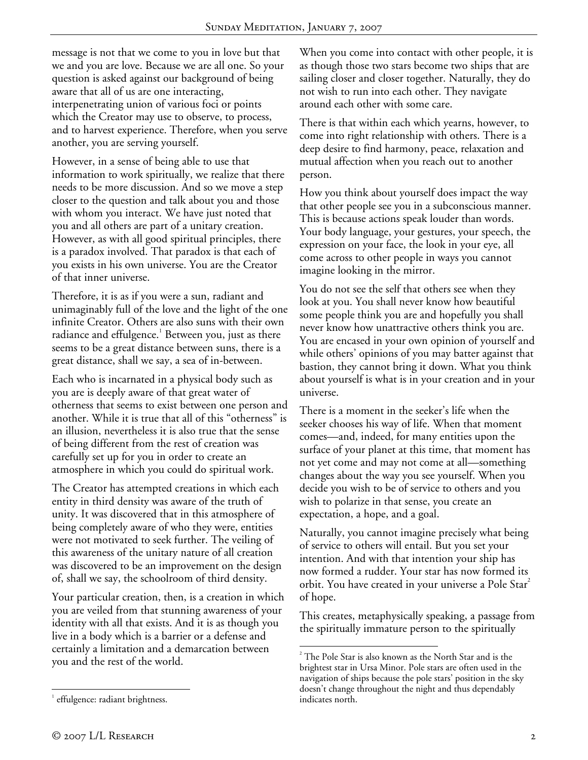message is not that we come to you in love but that we and you are love. Because we are all one. So your question is asked against our background of being aware that all of us are one interacting, interpenetrating union of various foci or points which the Creator may use to observe, to process, and to harvest experience. Therefore, when you serve another, you are serving yourself.

However, in a sense of being able to use that information to work spiritually, we realize that there needs to be more discussion. And so we move a step closer to the question and talk about you and those with whom you interact. We have just noted that you and all others are part of a unitary creation. However, as with all good spiritual principles, there is a paradox involved. That paradox is that each of you exists in his own universe. You are the Creator of that inner universe.

Therefore, it is as if you were a sun, radiant and unimaginably full of the love and the light of the one infinite Creator. Others are also suns with their own radiance and effulgence.[1] Between you, just as there seems to be a great distance between suns, there is a great distance, shall we say, a sea of in-between.

Each who is incarnated in a physical body such as you are is deeply aware of that great water of otherness that seems to exist between one person and another. While it is true that all of this "otherness" is an illusion, nevertheless it is also true that the sense of being different from the rest of creation was carefully set up for you in order to create an atmosphere in which you could do spiritual work.

The Creator has attempted creations in which each entity in third density was aware of the truth of unity. It was discovered that in this atmosphere of being completely aware of who they were, entities were not motivated to seek further. The veiling of this awareness of the unitary nature of all creation was discovered to be an improvement on the design of, shall we say, the schoolroom of third density.

Your particular creation, then, is a creation in which you are veiled from that stunning awareness of your identity with all that exists. And it is as though you live in a body which is a barrier or a defense and certainly a limitation and a demarcation between you and the rest of the world.

When you come into contact with other people, it is as though those two stars become two ships that are sailing closer and closer together. Naturally, they do not wish to run into each other. They navigate around each other with some care.

There is that within each which yearns, however, to come into right relationship with others. There is a deep desire to find harmony, peace, relaxation and mutual affection when you reach out to another person.

How you think about yourself does impact the way that other people see you in a subconscious manner. This is because actions speak louder than words. Your body language, your gestures, your speech, the expression on your face, the look in your eye, all come across to other people in ways you cannot imagine looking in the mirror.

You do not see the self that others see when they look at you. You shall never know how beautiful some people think you are and hopefully you shall never know how unattractive others think you are. You are encased in your own opinion of yourself and while others' opinions of you may batter against that bastion, they cannot bring it down. What you think about yourself is what is in your creation and in your universe.

There is a moment in the seeker's life when the seeker chooses his way of life. When that moment comes—and, indeed, for many entities upon the surface of your planet at this time, that moment has not yet come and may not come at all—something changes about the way you see yourself. When you decide you wish to be of service to others and you wish to polarize in that sense, you create an expectation, a hope, and a goal.

Naturally, you cannot imagine precisely what being of service to others will entail. But you set your intention. And with that intention your ship has now formed a rudder. Your star has now formed its orbit. You have created in your universe a Pole Star[2] of hope.

This creates, metaphysically speaking, a passage from the spiritually immature person to the spiritually

---

[1] effulgence: radiant brightness.

[2] The Pole Star is also known as the North Star and is the brightest star in Ursa Minor. Pole stars are often used in the navigation of ships because the pole stars' position in the sky doesn't change throughout the night and thus dependably indicates north.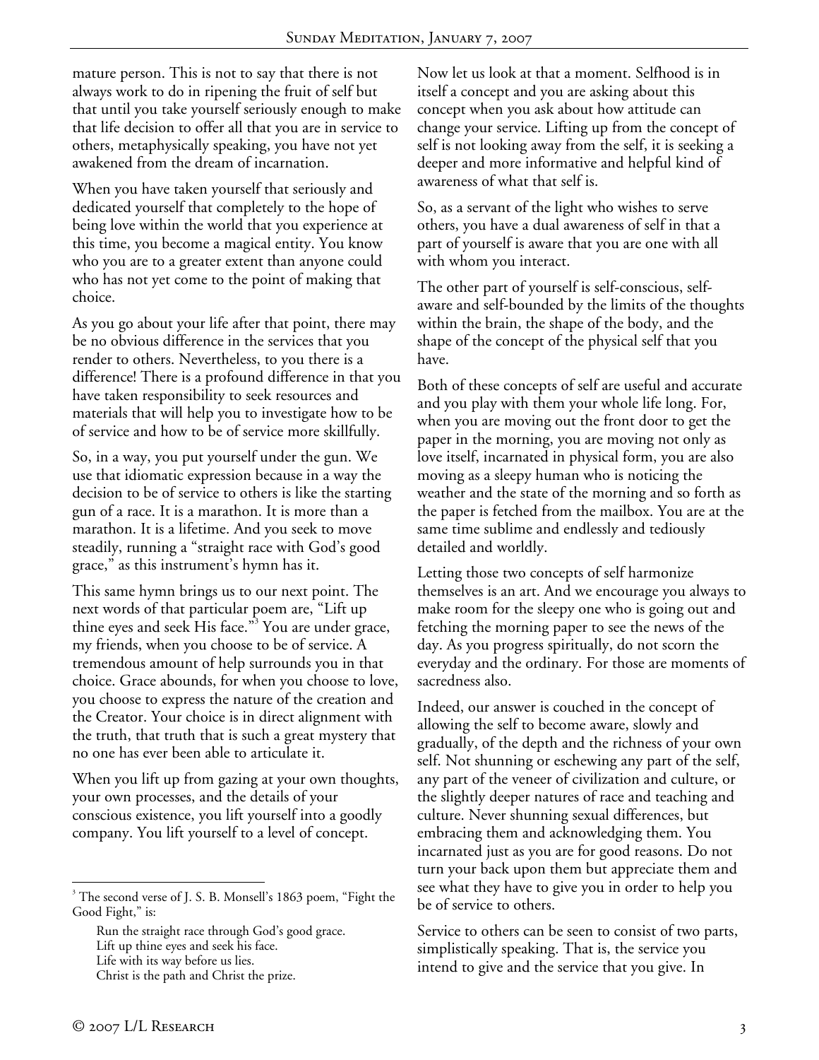mature person. This is not to say that there is not always work to do in ripening the fruit of self but that until you take yourself seriously enough to make that life decision to offer all that you are in service to others, metaphysically speaking, you have not yet awakened from the dream of incarnation.

When you have taken yourself that seriously and dedicated yourself that completely to the hope of being love within the world that you experience at this time, you become a magical entity. You know who you are to a greater extent than anyone could who has not yet come to the point of making that choice.

As you go about your life after that point, there may be no obvious difference in the services that you render to others. Nevertheless, to you there is a difference! There is a profound difference in that you have taken responsibility to seek resources and materials that will help you to investigate how to be of service and how to be of service more skillfully.

So, in a way, you put yourself under the gun. We use that idiomatic expression because in a way the decision to be of service to others is like the starting gun of a race. It is a marathon. It is more than a marathon. It is a lifetime. And you seek to move steadily, running a "straight race with God's good grace," as this instrument's hymn has it.

This same hymn brings us to our next point. The next words of that particular poem are, "Lift up thine eyes and seek His face."[3] You are under grace, my friends, when you choose to be of service. A tremendous amount of help surrounds you in that choice. Grace abounds, for when you choose to love, you choose to express the nature of the creation and the Creator. Your choice is in direct alignment with the truth, that truth that is such a great mystery that no one has ever been able to articulate it.

When you lift up from gazing at your own thoughts, your own processes, and the details of your conscious existence, you lift yourself into a goodly company. You lift yourself to a level of concept.

Now let us look at that a moment. Selfhood is in itself a concept and you are asking about this concept when you ask about how attitude can change your service. Lifting up from the concept of self is not looking away from the self, it is seeking a deeper and more informative and helpful kind of awareness of what that self is.

So, as a servant of the light who wishes to serve others, you have a dual awareness of self in that a part of yourself is aware that you are one with all with whom you interact.

The other part of yourself is self-conscious, self-aware and self-bounded by the limits of the thoughts within the brain, the shape of the body, and the shape of the concept of the physical self that you have.

Both of these concepts of self are useful and accurate and you play with them your whole life long. For, when you are moving out the front door to get the paper in the morning, you are moving not only as love itself, incarnated in physical form, you are also moving as a sleepy human who is noticing the weather and the state of the morning and so forth as the paper is fetched from the mailbox. You are at the same time sublime and endlessly and tediously detailed and worldly.

Letting those two concepts of self harmonize themselves is an art. And we encourage you always to make room for the sleepy one who is going out and fetching the morning paper to see the news of the day. As you progress spiritually, do not scorn the everyday and the ordinary. For those are moments of sacredness also.

Indeed, our answer is couched in the concept of allowing the self to become aware, slowly and gradually, of the depth and the richness of your own self. Not shunning or eschewing any part of the self, any part of the veneer of civilization and culture, or the slightly deeper natures of race and teaching and culture. Never shunning sexual differences, but embracing them and acknowledging them. You incarnated just as you are for good reasons. Do not turn your back upon them but appreciate them and see what they have to give you in order to help you be of service to others.

Service to others can be seen to consist of two parts, simplistically speaking. That is, the service you intend to give and the service that you give. In

---

[3] The second verse of J. S. B. Monsell's 1863 poem, "Fight the Good Fight," is:

> Run the straight race through God's good grace.
> Lift up thine eyes and seek his face.
> Life with its way before us lies.
> Christ is the path and Christ the prize.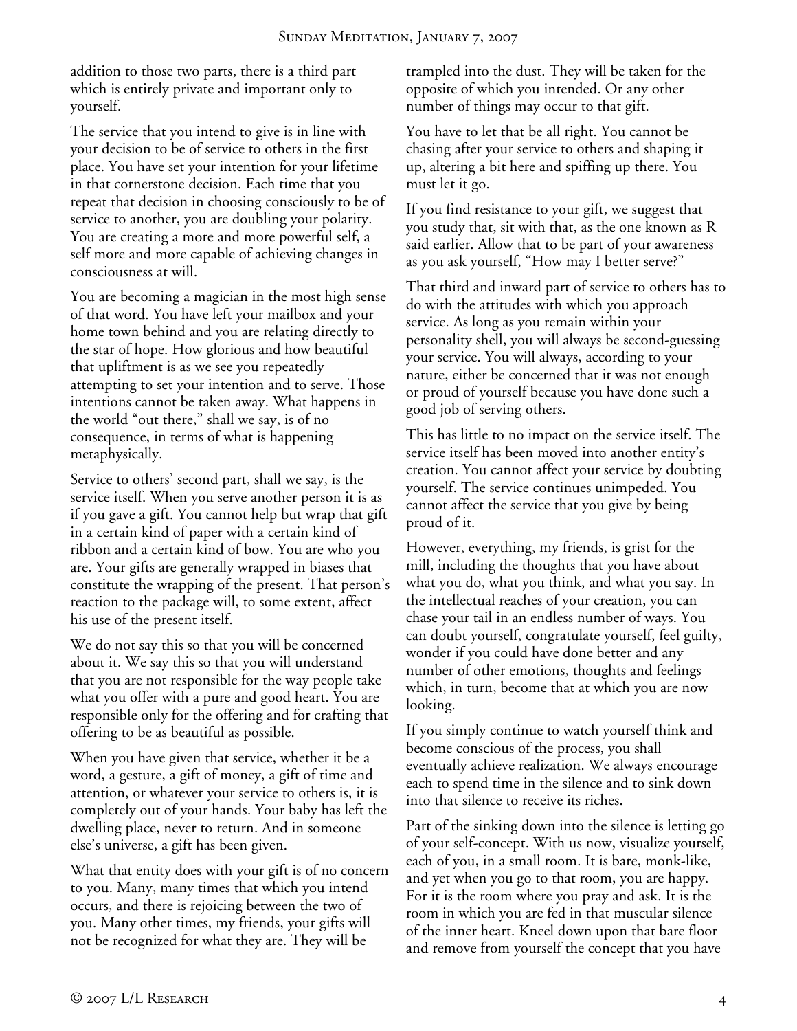addition to those two parts, there is a third part which is entirely private and important only to yourself.

The service that you intend to give is in line with your decision to be of service to others in the first place. You have set your intention for your lifetime in that cornerstone decision. Each time that you repeat that decision in choosing consciously to be of service to another, you are doubling your polarity. You are creating a more and more powerful self, a self more and more capable of achieving changes in consciousness at will.

You are becoming a magician in the most high sense of that word. You have left your mailbox and your home town behind and you are relating directly to the star of hope. How glorious and how beautiful that upliftment is as we see you repeatedly attempting to set your intention and to serve. Those intentions cannot be taken away. What happens in the world "out there," shall we say, is of no consequence, in terms of what is happening metaphysically.

Service to others' second part, shall we say, is the service itself. When you serve another person it is as if you gave a gift. You cannot help but wrap that gift in a certain kind of paper with a certain kind of ribbon and a certain kind of bow. You are who you are. Your gifts are generally wrapped in biases that constitute the wrapping of the present. That person's reaction to the package will, to some extent, affect his use of the present itself.

We do not say this so that you will be concerned about it. We say this so that you will understand that you are not responsible for the way people take what you offer with a pure and good heart. You are responsible only for the offering and for crafting that offering to be as beautiful as possible.

When you have given that service, whether it be a word, a gesture, a gift of money, a gift of time and attention, or whatever your service to others is, it is completely out of your hands. Your baby has left the dwelling place, never to return. And in someone else's universe, a gift has been given.

What that entity does with your gift is of no concern to you. Many, many times that which you intend occurs, and there is rejoicing between the two of you. Many other times, my friends, your gifts will not be recognized for what they are. They will be trampled into the dust. They will be taken for the opposite of which you intended. Or any other number of things may occur to that gift.

You have to let that be all right. You cannot be chasing after your service to others and shaping it up, altering a bit here and spiffing up there. You must let it go.

If you find resistance to your gift, we suggest that you study that, sit with that, as the one known as R said earlier. Allow that to be part of your awareness as you ask yourself, "How may I better serve?"

That third and inward part of service to others has to do with the attitudes with which you approach service. As long as you remain within your personality shell, you will always be second-guessing your service. You will always, according to your nature, either be concerned that it was not enough or proud of yourself because you have done such a good job of serving others.

This has little to no impact on the service itself. The service itself has been moved into another entity's creation. You cannot affect your service by doubting yourself. The service continues unimpeded. You cannot affect the service that you give by being proud of it.

However, everything, my friends, is grist for the mill, including the thoughts that you have about what you do, what you think, and what you say. In the intellectual reaches of your creation, you can chase your tail in an endless number of ways. You can doubt yourself, congratulate yourself, feel guilty, wonder if you could have done better and any number of other emotions, thoughts and feelings which, in turn, become that at which you are now looking.

If you simply continue to watch yourself think and become conscious of the process, you shall eventually achieve realization. We always encourage each to spend time in the silence and to sink down into that silence to receive its riches.

Part of the sinking down into the silence is letting go of your self-concept. With us now, visualize yourself, each of you, in a small room. It is bare, monk-like, and yet when you go to that room, you are happy. For it is the room where you pray and ask. It is the room in which you are fed in that muscular silence of the inner heart. Kneel down upon that bare floor and remove from yourself the concept that you have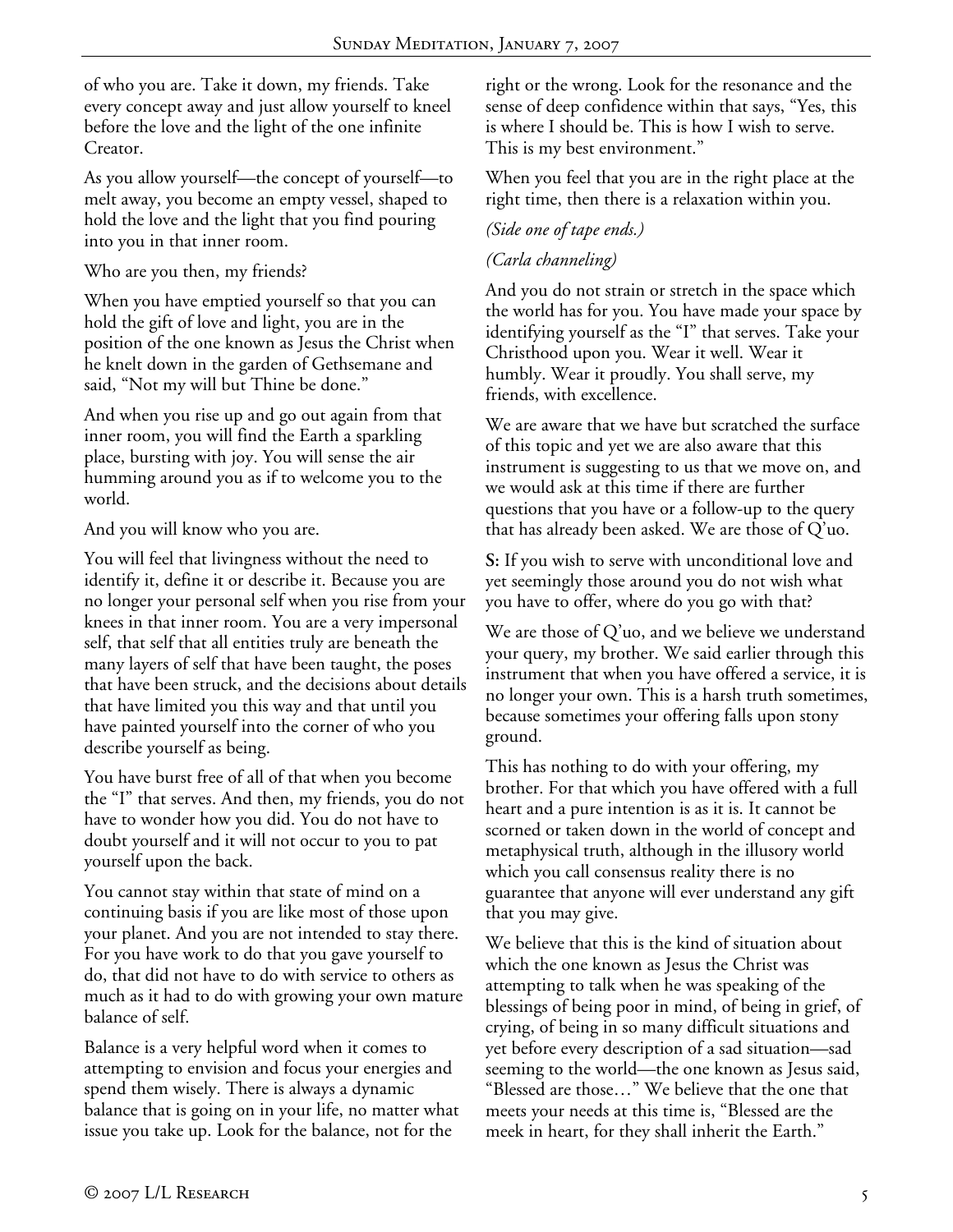of who you are. Take it down, my friends. Take every concept away and just allow yourself to kneel before the love and the light of the one infinite Creator.

As you allow yourself—the concept of yourself—to melt away, you become an empty vessel, shaped to hold the love and the light that you find pouring into you in that inner room.

Who are you then, my friends?

When you have emptied yourself so that you can hold the gift of love and light, you are in the position of the one known as Jesus the Christ when he knelt down in the garden of Gethsemane and said, "Not my will but Thine be done."

And when you rise up and go out again from that inner room, you will find the Earth a sparkling place, bursting with joy. You will sense the air humming around you as if to welcome you to the world.

And you will know who you are.

You will feel that livingness without the need to identify it, define it or describe it. Because you are no longer your personal self when you rise from your knees in that inner room. You are a very impersonal self, that self that all entities truly are beneath the many layers of self that have been taught, the poses that have been struck, and the decisions about details that have limited you this way and that until you have painted yourself into the corner of who you describe yourself as being.

You have burst free of all of that when you become the "I" that serves. And then, my friends, you do not have to wonder how you did. You do not have to doubt yourself and it will not occur to you to pat yourself upon the back.

You cannot stay within that state of mind on a continuing basis if you are like most of those upon your planet. And you are not intended to stay there. For you have work to do that you gave yourself to do, that did not have to do with service to others as much as it had to do with growing your own mature balance of self.

Balance is a very helpful word when it comes to attempting to envision and focus your energies and spend them wisely. There is always a dynamic balance that is going on in your life, no matter what issue you take up. Look for the balance, not for the right or the wrong. Look for the resonance and the sense of deep confidence within that says, "Yes, this is where I should be. This is how I wish to serve. This is my best environment."

When you feel that you are in the right place at the right time, then there is a relaxation within you.

*(Side one of tape ends.)*

*(Carla channeling)*

And you do not strain or stretch in the space which the world has for you. You have made your space by identifying yourself as the "I" that serves. Take your Christhood upon you. Wear it well. Wear it humbly. Wear it proudly. You shall serve, my friends, with excellence.

We are aware that we have but scratched the surface of this topic and yet we are also aware that this instrument is suggesting to us that we move on, and we would ask at this time if there are further questions that you have or a follow-up to the query that has already been asked. We are those of Q'uo.

**S:** If you wish to serve with unconditional love and yet seemingly those around you do not wish what you have to offer, where do you go with that?

We are those of Q'uo, and we believe we understand your query, my brother. We said earlier through this instrument that when you have offered a service, it is no longer your own. This is a harsh truth sometimes, because sometimes your offering falls upon stony ground.

This has nothing to do with your offering, my brother. For that which you have offered with a full heart and a pure intention is as it is. It cannot be scorned or taken down in the world of concept and metaphysical truth, although in the illusory world which you call consensus reality there is no guarantee that anyone will ever understand any gift that you may give.

We believe that this is the kind of situation about which the one known as Jesus the Christ was attempting to talk when he was speaking of the blessings of being poor in mind, of being in grief, of crying, of being in so many difficult situations and yet before every description of a sad situation—sad seeming to the world—the one known as Jesus said, "Blessed are those…" We believe that the one that meets your needs at this time is, "Blessed are the meek in heart, for they shall inherit the Earth."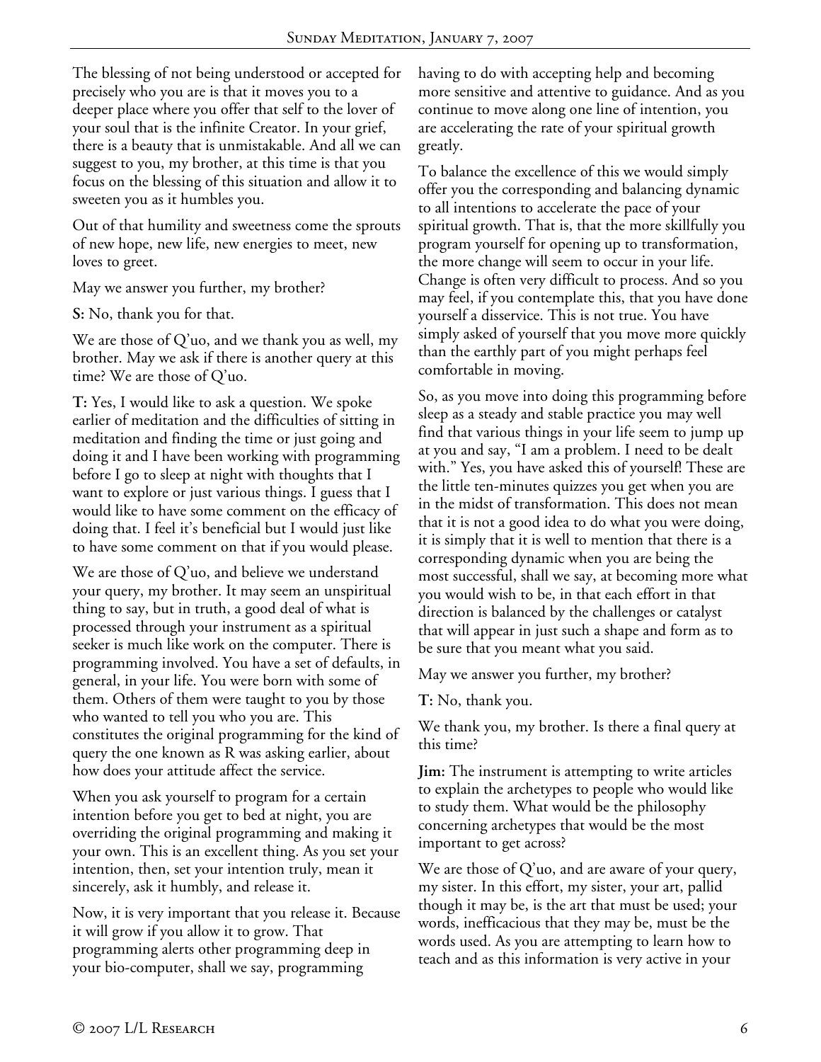The blessing of not being understood or accepted for precisely who you are is that it moves you to a deeper place where you offer that self to the lover of your soul that is the infinite Creator. In your grief, there is a beauty that is unmistakable. And all we can suggest to you, my brother, at this time is that you focus on the blessing of this situation and allow it to sweeten you as it humbles you.

Out of that humility and sweetness come the sprouts of new hope, new life, new energies to meet, new loves to greet.

May we answer you further, my brother?

**S:** No, thank you for that.

We are those of Q'uo, and we thank you as well, my brother. May we ask if there is another query at this time? We are those of Q'uo.

**T:** Yes, I would like to ask a question. We spoke earlier of meditation and the difficulties of sitting in meditation and finding the time or just going and doing it and I have been working with programming before I go to sleep at night with thoughts that I want to explore or just various things. I guess that I would like to have some comment on the efficacy of doing that. I feel it's beneficial but I would just like to have some comment on that if you would please.

We are those of Q'uo, and believe we understand your query, my brother. It may seem an unspiritual thing to say, but in truth, a good deal of what is processed through your instrument as a spiritual seeker is much like work on the computer. There is programming involved. You have a set of defaults, in general, in your life. You were born with some of them. Others of them were taught to you by those who wanted to tell you who you are. This constitutes the original programming for the kind of query the one known as R was asking earlier, about how does your attitude affect the service.

When you ask yourself to program for a certain intention before you get to bed at night, you are overriding the original programming and making it your own. This is an excellent thing. As you set your intention, then, set your intention truly, mean it sincerely, ask it humbly, and release it.

Now, it is very important that you release it. Because it will grow if you allow it to grow. That programming alerts other programming deep in your bio-computer, shall we say, programming having to do with accepting help and becoming more sensitive and attentive to guidance. And as you continue to move along one line of intention, you are accelerating the rate of your spiritual growth greatly.

To balance the excellence of this we would simply offer you the corresponding and balancing dynamic to all intentions to accelerate the pace of your spiritual growth. That is, that the more skillfully you program yourself for opening up to transformation, the more change will seem to occur in your life. Change is often very difficult to process. And so you may feel, if you contemplate this, that you have done yourself a disservice. This is not true. You have simply asked of yourself that you move more quickly than the earthly part of you might perhaps feel comfortable in moving.

So, as you move into doing this programming before sleep as a steady and stable practice you may well find that various things in your life seem to jump up at you and say, "I am a problem. I need to be dealt with." Yes, you have asked this of yourself! These are the little ten-minutes quizzes you get when you are in the midst of transformation. This does not mean that it is not a good idea to do what you were doing, it is simply that it is well to mention that there is a corresponding dynamic when you are being the most successful, shall we say, at becoming more what you would wish to be, in that each effort in that direction is balanced by the challenges or catalyst that will appear in just such a shape and form as to be sure that you meant what you said.

May we answer you further, my brother?

**T:** No, thank you.

We thank you, my brother. Is there a final query at this time?

**Jim:** The instrument is attempting to write articles to explain the archetypes to people who would like to study them. What would be the philosophy concerning archetypes that would be the most important to get across?

We are those of Q'uo, and are aware of your query, my sister. In this effort, my sister, your art, pallid though it may be, is the art that must be used; your words, inefficacious that they may be, must be the words used. As you are attempting to learn how to teach and as this information is very active in your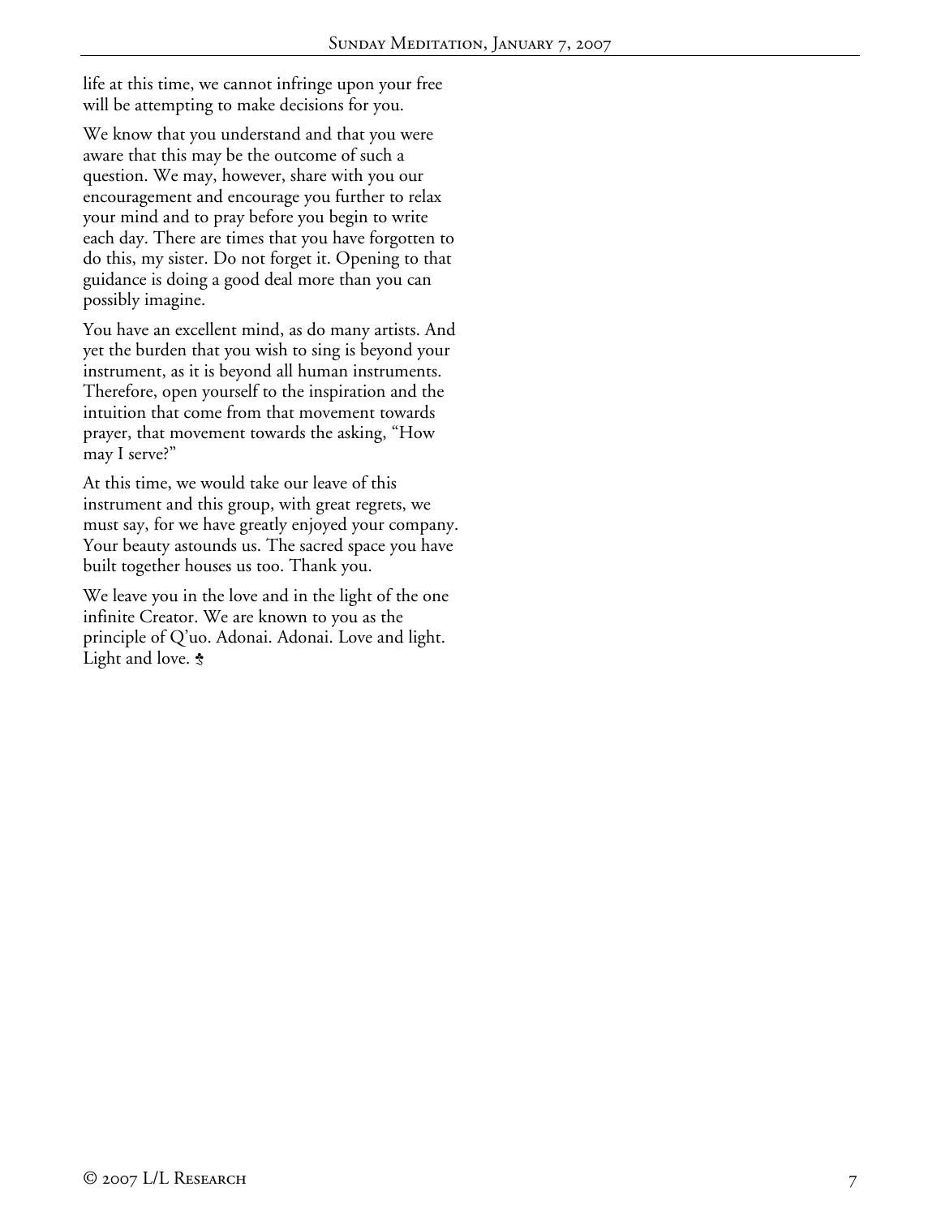life at this time, we cannot infringe upon your free will be attempting to make decisions for you.

We know that you understand and that you were aware that this may be the outcome of such a question. We may, however, share with you our encouragement and encourage you further to relax your mind and to pray before you begin to write each day. There are times that you have forgotten to do this, my sister. Do not forget it. Opening to that guidance is doing a good deal more than you can possibly imagine.

You have an excellent mind, as do many artists. And yet the burden that you wish to sing is beyond your instrument, as it is beyond all human instruments. Therefore, open yourself to the inspiration and the intuition that come from that movement towards prayer, that movement towards the asking, "How may I serve?"

At this time, we would take our leave of this instrument and this group, with great regrets, we must say, for we have greatly enjoyed your company. Your beauty astounds us. The sacred space you have built together houses us too. Thank you.

We leave you in the love and in the light of the one infinite Creator. We are known to you as the principle of Q'uo. Adonai. Adonai. Love and light. Light and love. ♆